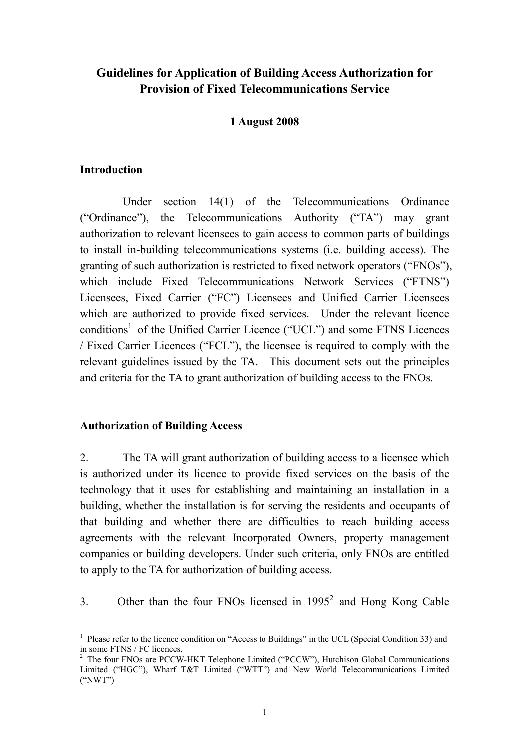# Guidelines for Application of Building Access Authorization for Provision of Fixed Telecommunications Service

**1 August 2008**

## Introduction

Under section 14(1) of the Telecommunications Ordinance ("Ordinance"), the Telecommunications Authority ("TA") may grant authorization to relevant licensees to gain access to common parts of buildings to install in-building telecommunications systems (i.e. building access). The granting of such authorization is restricted to fixed network operators ("FNOs"), which include Fixed Telecommunications Network Services ("FTNS") Licensees, Fixed Carrier ("FC") Licensees and Unified Carrier Licensees which are authorized to provide fixed services. Under the relevant licence conditions[1] of the Unified Carrier Licence ("UCL") and some FTNS Licences / Fixed Carrier Licences ("FCL"), the licensee is required to comply with the relevant guidelines issued by the TA. This document sets out the principles and criteria for the TA to grant authorization of building access to the FNOs.

## Authorization of Building Access

2. The TA will grant authorization of building access to a licensee which is authorized under its licence to provide fixed services on the basis of the technology that it uses for establishing and maintaining an installation in a building, whether the installation is for serving the residents and occupants of that building and whether there are difficulties to reach building access agreements with the relevant Incorporated Owners, property management companies or building developers. Under such criteria, only FNOs are entitled to apply to the TA for authorization of building access.

3. Other than the four FNOs licensed in 1995[2] and Hong Kong Cable

---

[1] Please refer to the licence condition on "Access to Buildings" in the UCL (Special Condition 33) and in some FTNS / FC licences.

[2] The four FNOs are PCCW-HKT Telephone Limited ("PCCW"), Hutchison Global Communications Limited ("HGC"), Wharf T&T Limited ("WTT") and New World Telecommunications Limited ("NWT")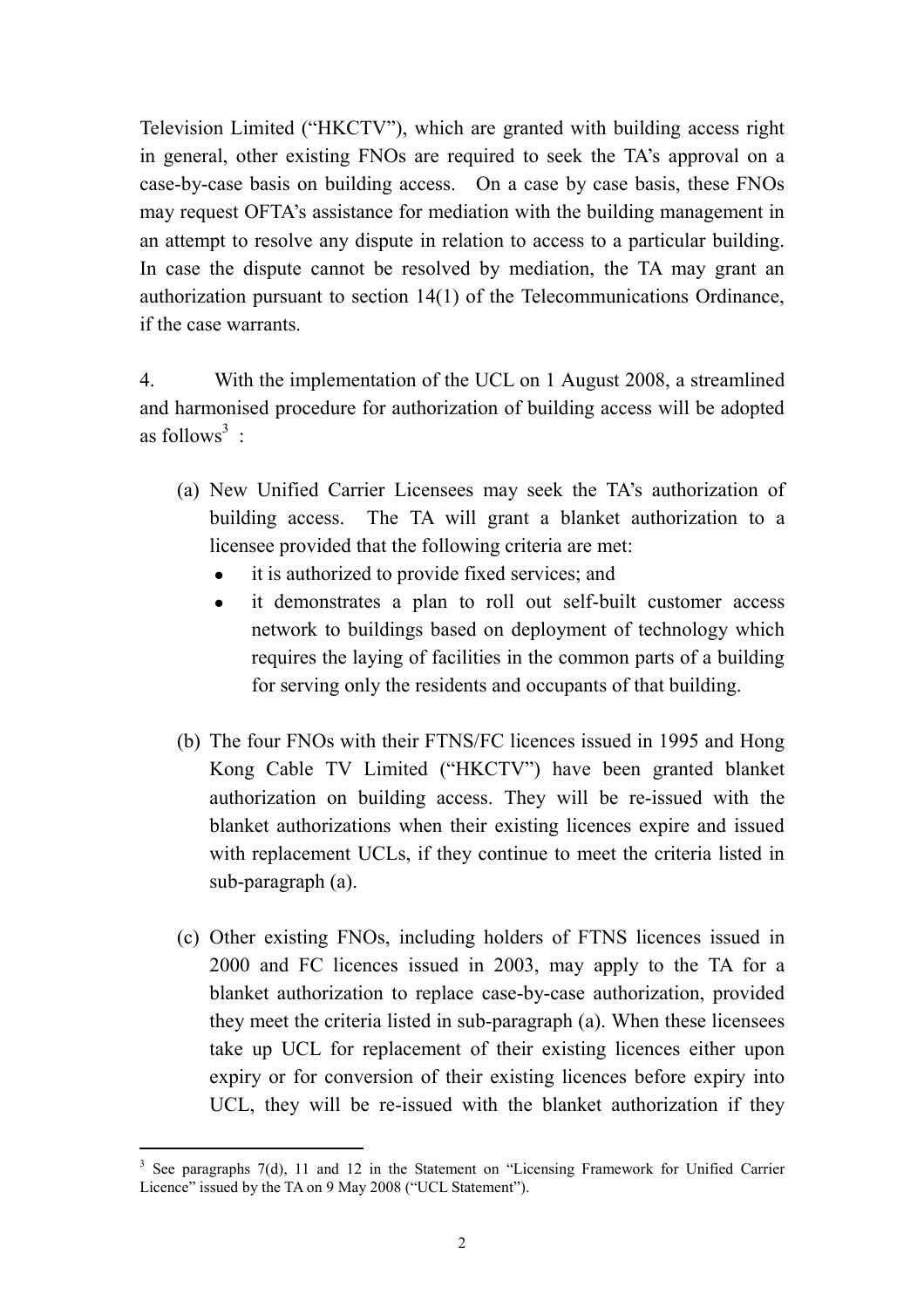Television Limited ("HKCTV"), which are granted with building access right in general, other existing FNOs are required to seek the TA's approval on a case-by-case basis on building access. On a case by case basis, these FNOs may request OFTA's assistance for mediation with the building management in an attempt to resolve any dispute in relation to access to a particular building. In case the dispute cannot be resolved by mediation, the TA may grant an authorization pursuant to section 14(1) of the Telecommunications Ordinance, if the case warrants.

4. With the implementation of the UCL on 1 August 2008, a streamlined and harmonised procedure for authorization of building access will be adopted as follows[3] :

(a) New Unified Carrier Licensees may seek the TA's authorization of building access. The TA will grant a blanket authorization to a licensee provided that the following criteria are met:
   - it is authorized to provide fixed services; and
   - it demonstrates a plan to roll out self-built customer access network to buildings based on deployment of technology which requires the laying of facilities in the common parts of a building for serving only the residents and occupants of that building.

(b) The four FNOs with their FTNS/FC licences issued in 1995 and Hong Kong Cable TV Limited ("HKCTV") have been granted blanket authorization on building access. They will be re-issued with the blanket authorizations when their existing licences expire and issued with replacement UCLs, if they continue to meet the criteria listed in sub-paragraph (a).

(c) Other existing FNOs, including holders of FTNS licences issued in 2000 and FC licences issued in 2003, may apply to the TA for a blanket authorization to replace case-by-case authorization, provided they meet the criteria listed in sub-paragraph (a). When these licensees take up UCL for replacement of their existing licences either upon expiry or for conversion of their existing licences before expiry into UCL, they will be re-issued with the blanket authorization if they

---

[3] See paragraphs 7(d), 11 and 12 in the Statement on "Licensing Framework for Unified Carrier Licence" issued by the TA on 9 May 2008 ("UCL Statement").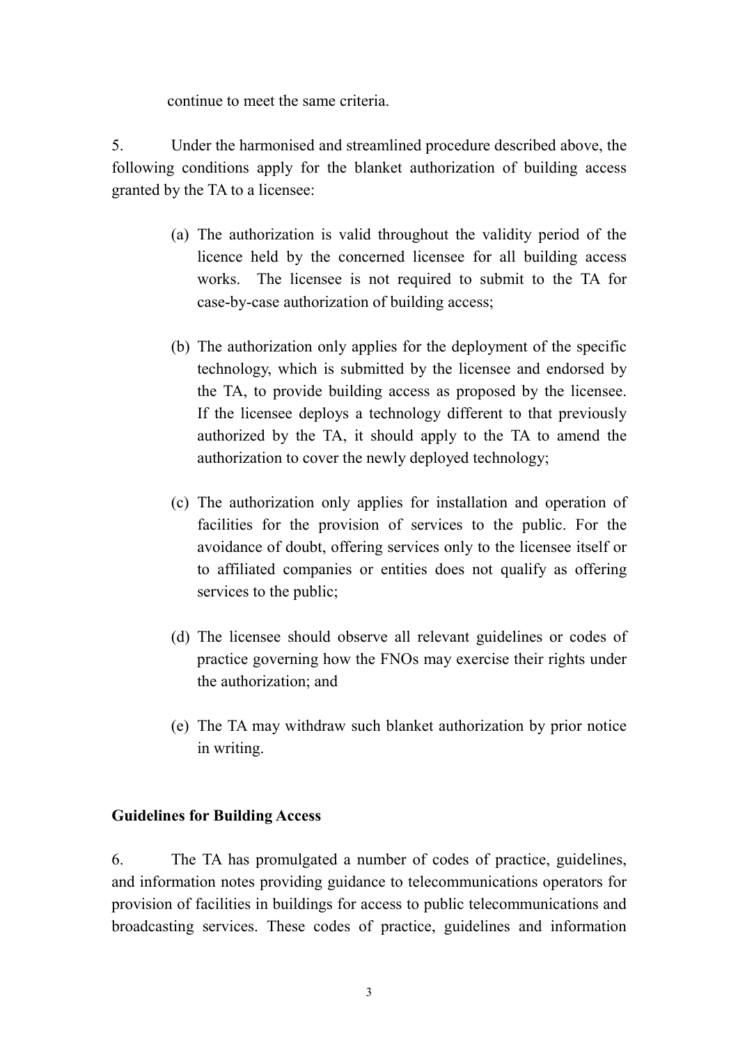continue to meet the same criteria.

5. Under the harmonised and streamlined procedure described above, the following conditions apply for the blanket authorization of building access granted by the TA to a licensee:

(a) The authorization is valid throughout the validity period of the licence held by the concerned licensee for all building access works. The licensee is not required to submit to the TA for case-by-case authorization of building access;

(b) The authorization only applies for the deployment of the specific technology, which is submitted by the licensee and endorsed by the TA, to provide building access as proposed by the licensee. If the licensee deploys a technology different to that previously authorized by the TA, it should apply to the TA to amend the authorization to cover the newly deployed technology;

(c) The authorization only applies for installation and operation of facilities for the provision of services to the public. For the avoidance of doubt, offering services only to the licensee itself or to affiliated companies or entities does not qualify as offering services to the public;

(d) The licensee should observe all relevant guidelines or codes of practice governing how the FNOs may exercise their rights under the authorization; and

(e) The TA may withdraw such blanket authorization by prior notice in writing.

**Guidelines for Building Access**

6. The TA has promulgated a number of codes of practice, guidelines, and information notes providing guidance to telecommunications operators for provision of facilities in buildings for access to public telecommunications and broadcasting services. These codes of practice, guidelines and information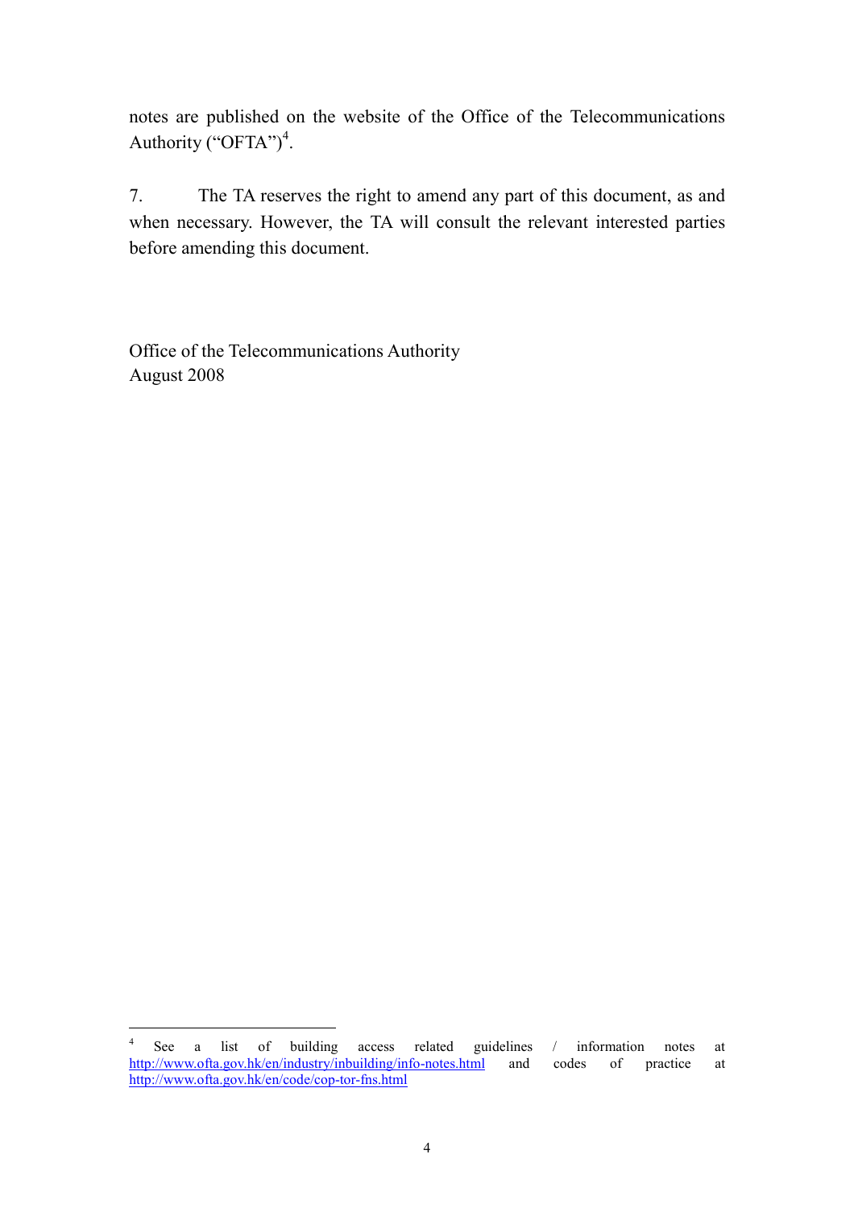notes are published on the website of the Office of the Telecommunications Authority ("OFTA")[4].

7. The TA reserves the right to amend any part of this document, as and when necessary. However, the TA will consult the relevant interested parties before amending this document.

Office of the Telecommunications Authority
August 2008

---

[4] See a list of building access related guidelines / information notes at http://www.ofta.gov.hk/en/industry/inbuilding/info-notes.html and codes of practice at http://www.ofta.gov.hk/en/code/cop-tor-fns.html